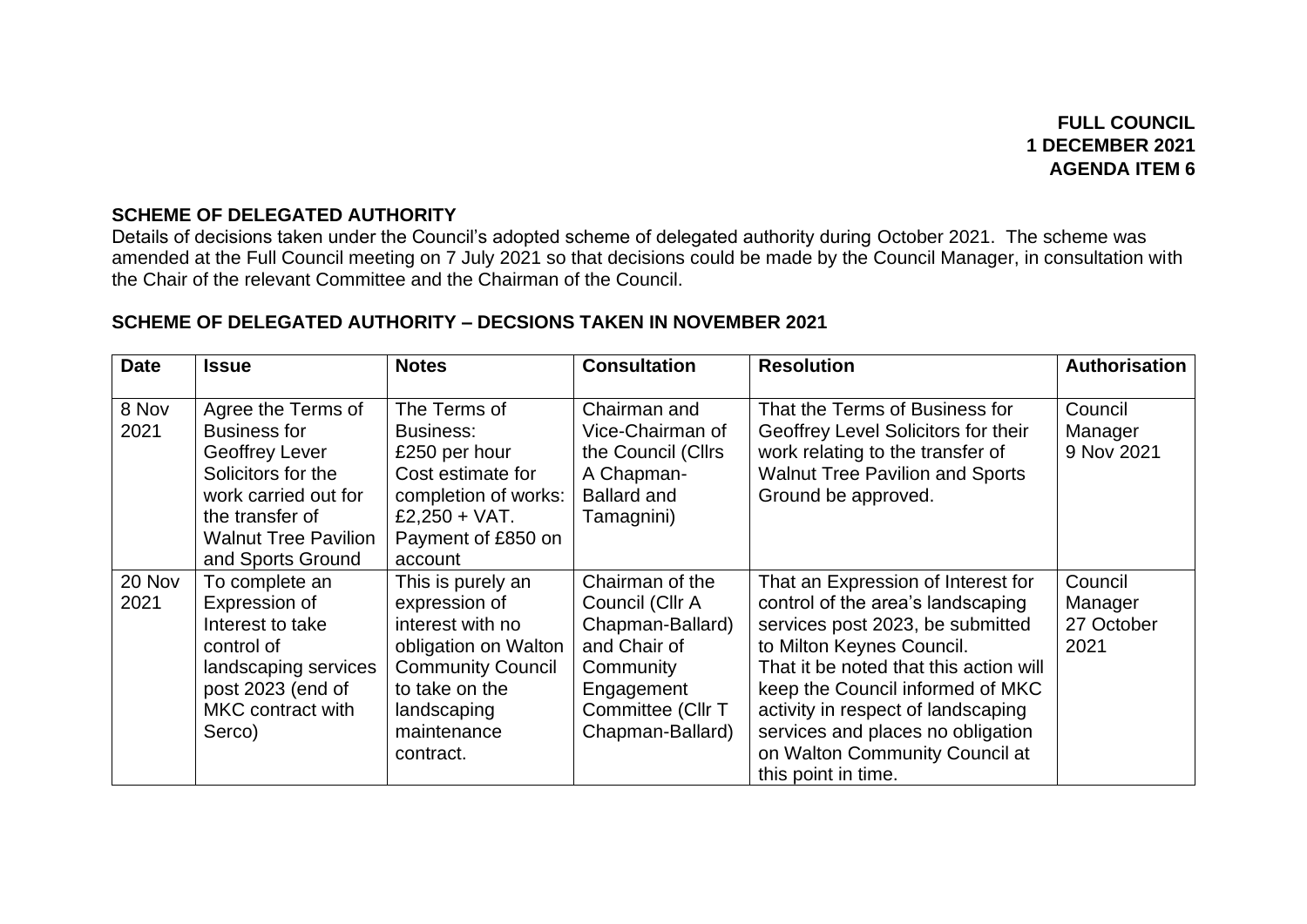**FULL COUNCIL**
**1 DECEMBER 2021**
**AGENDA ITEM 6**

## SCHEME OF DELEGATED AUTHORITY

Details of decisions taken under the Council's adopted scheme of delegated authority during October 2021. The scheme was amended at the Full Council meeting on 7 July 2021 so that decisions could be made by the Council Manager, in consultation with the Chair of the relevant Committee and the Chairman of the Council.

## SCHEME OF DELEGATED AUTHORITY – DECSIONS TAKEN IN NOVEMBER 2021

| Date | Issue | Notes | Consultation | Resolution | Authorisation |
|---|---|---|---|---|---|
| 8 Nov 2021 | Agree the Terms of Business for Geoffrey Lever Solicitors for the work carried out for the transfer of Walnut Tree Pavilion and Sports Ground | The Terms of Business: £250 per hour Cost estimate for completion of works: £2,250 + VAT. Payment of £850 on account | Chairman and Vice-Chairman of the Council (Cllrs A Chapman-Ballard and Tamagnini) | That the Terms of Business for Geoffrey Level Solicitors for their work relating to the transfer of Walnut Tree Pavilion and Sports Ground be approved. | Council Manager 9 Nov 2021 |
| 20 Nov 2021 | To complete an Expression of Interest to take control of landscaping services post 2023 (end of MKC contract with Serco) | This is purely an expression of interest with no obligation on Walton Community Council to take on the landscaping maintenance contract. | Chairman of the Council (Cllr A Chapman-Ballard) and Chair of Community Engagement Committee (Cllr T Chapman-Ballard) | That an Expression of Interest for control of the area's landscaping services post 2023, be submitted to Milton Keynes Council. That it be noted that this action will keep the Council informed of MKC activity in respect of landscaping services and places no obligation on Walton Community Council at this point in time. | Council Manager 27 October 2021 |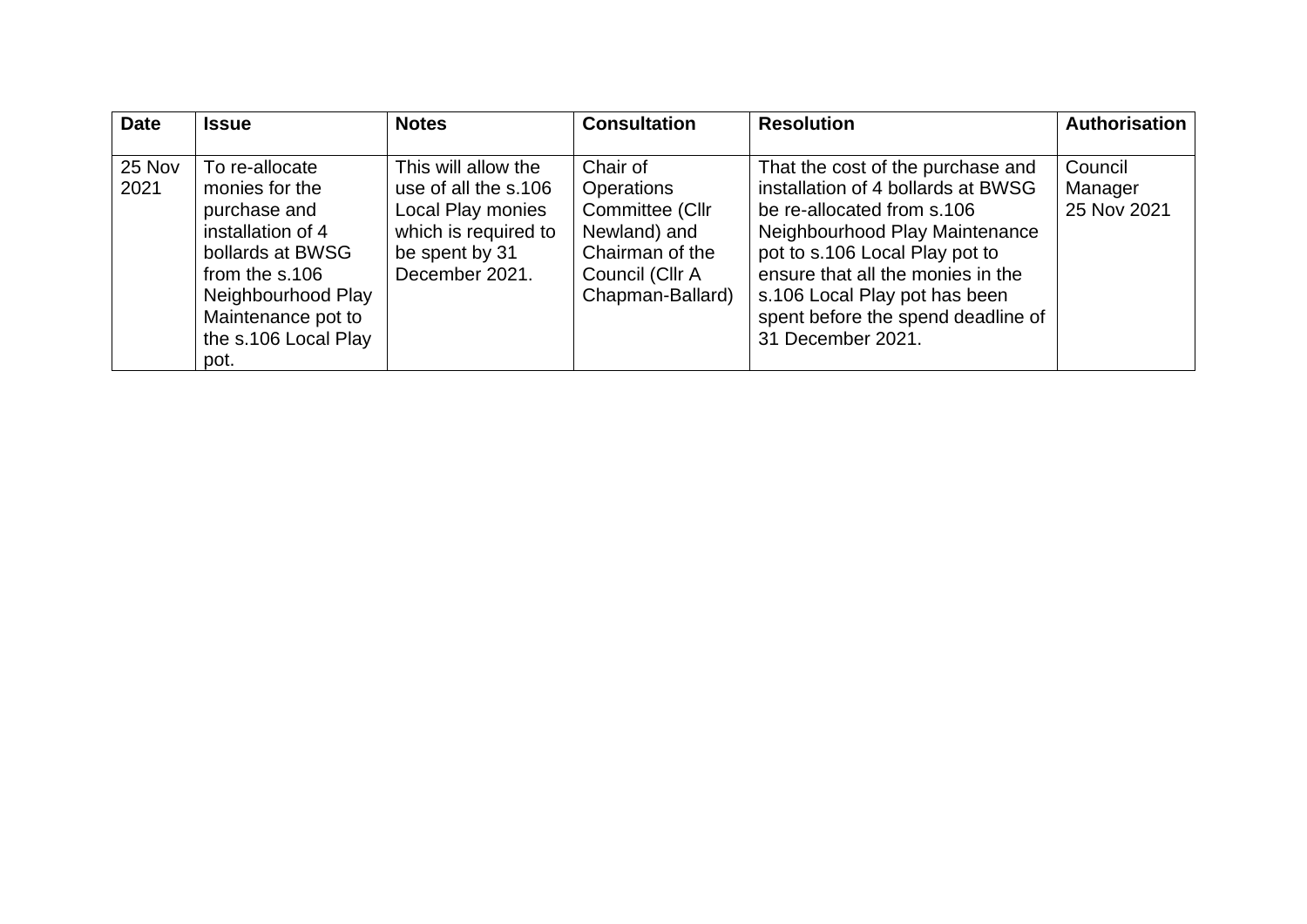| Date | Issue | Notes | Consultation | Resolution | Authorisation |
|---|---|---|---|---|---|
| 25 Nov 2021 | To re-allocate monies for the purchase and installation of 4 bollards at BWSG from the s.106 Neighbourhood Play Maintenance pot to the s.106 Local Play pot. | This will allow the use of all the s.106 Local Play monies which is required to be spent by 31 December 2021. | Chair of Operations Committee (Cllr Newland) and Chairman of the Council (Cllr A Chapman-Ballard) | That the cost of the purchase and installation of 4 bollards at BWSG be re-allocated from s.106 Neighbourhood Play Maintenance pot to s.106 Local Play pot to ensure that all the monies in the s.106 Local Play pot has been spent before the spend deadline of 31 December 2021. | Council Manager 25 Nov 2021 |